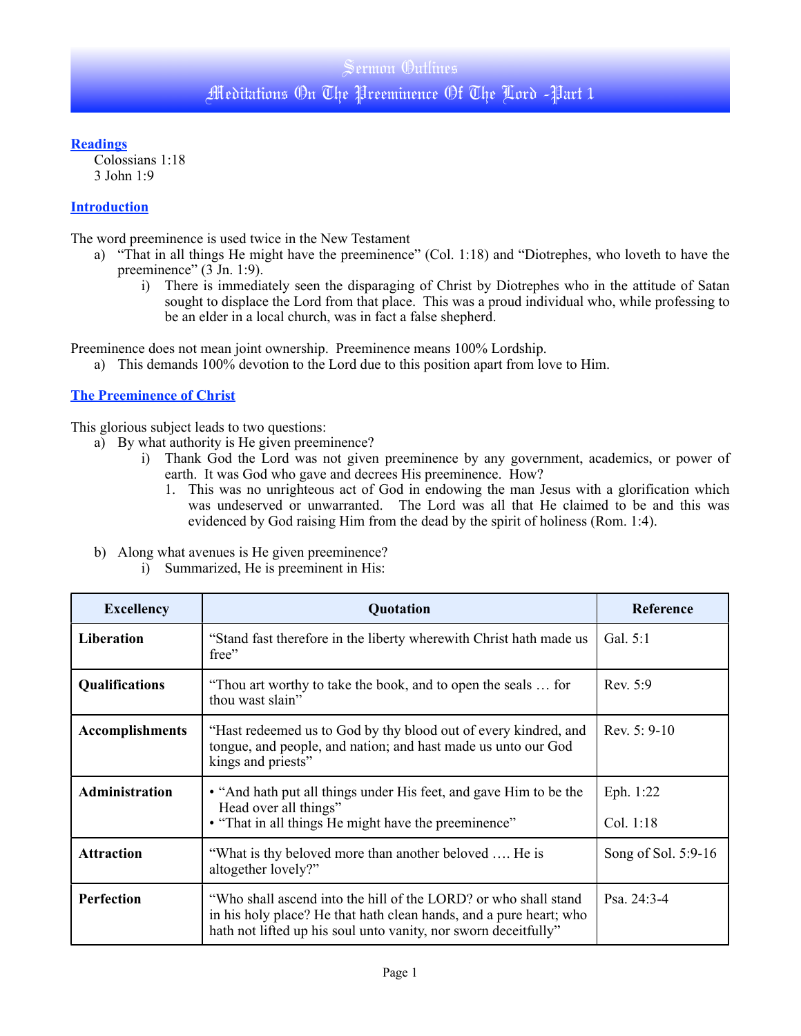# Sermon Outlines

## Meditations On The Preeminence Of The Lord -Part 1

### Readings

Colossians 1:18
3 John 1:9

### Introduction

The word preeminence is used twice in the New Testament

a) "That in all things He might have the preeminence" (Col. 1:18) and "Diotrephes, who loveth to have the preeminence" (3 Jn. 1:9).
    i) There is immediately seen the disparaging of Christ by Diotrephes who in the attitude of Satan sought to displace the Lord from that place. This was a proud individual who, while professing to be an elder in a local church, was in fact a false shepherd.

Preeminence does not mean joint ownership. Preeminence means 100% Lordship.

a) This demands 100% devotion to the Lord due to this position apart from love to Him.

### The Preeminence of Christ

This glorious subject leads to two questions:

a) By what authority is He given preeminence?
    i) Thank God the Lord was not given preeminence by any government, academics, or power of earth. It was God who gave and decrees His preeminence. How?
        1. This was no unrighteous act of God in endowing the man Jesus with a glorification which was undeserved or unwarranted. The Lord was all that He claimed to be and this was evidenced by God raising Him from the dead by the spirit of holiness (Rom. 1:4).

b) Along what avenues is He given preeminence?
    i) Summarized, He is preeminent in His:

| Excellency | Quotation | Reference |
|---|---|---|
| **Liberation** | "Stand fast therefore in the liberty wherewith Christ hath made us free" | Gal. 5:1 |
| **Qualifications** | "Thou art worthy to take the book, and to open the seals … for thou wast slain" | Rev. 5:9 |
| **Accomplishments** | "Hast redeemed us to God by thy blood out of every kindred, and tongue, and people, and nation; and hast made us unto our God kings and priests" | Rev. 5: 9-10 |
| **Administration** | • "And hath put all things under His feet, and gave Him to be the Head over all things" • "That in all things He might have the preeminence" | Eph. 1:22 Col. 1:18 |
| **Attraction** | "What is thy beloved more than another beloved …. He is altogether lovely?" | Song of Sol. 5:9-16 |
| **Perfection** | "Who shall ascend into the hill of the LORD? or who shall stand in his holy place? He that hath clean hands, and a pure heart; who hath not lifted up his soul unto vanity, nor sworn deceitfully" | Psa. 24:3-4 |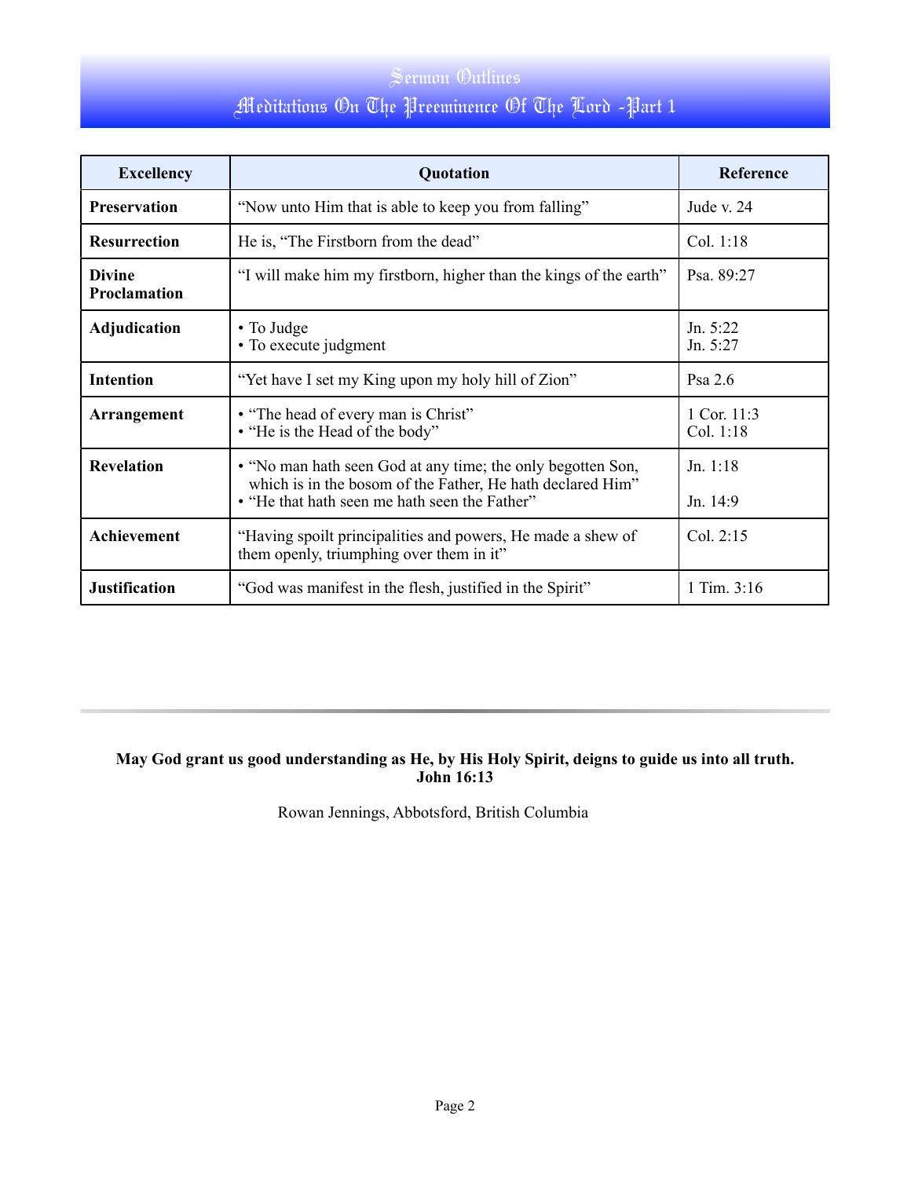# Sermon Outlines

## Meditations On The Preeminence Of The Lord -Part 1

| Excellency | Quotation | Reference |
|---|---|---|
| **Preservation** | "Now unto Him that is able to keep you from falling" | Jude v. 24 |
| **Resurrection** | He is, "The Firstborn from the dead" | Col. 1:18 |
| **Divine Proclamation** | "I will make him my firstborn, higher than the kings of the earth" | Psa. 89:27 |
| **Adjudication** | • To Judge<br>• To execute judgment | Jn. 5:22<br>Jn. 5:27 |
| **Intention** | "Yet have I set my King upon my holy hill of Zion" | Psa 2.6 |
| **Arrangement** | • "The head of every man is Christ"<br>• "He is the Head of the body" | 1 Cor. 11:3<br>Col. 1:18 |
| **Revelation** | • "No man hath seen God at any time; the only begotten Son, which is in the bosom of the Father, He hath declared Him"<br>• "He that hath seen me hath seen the Father" | Jn. 1:18<br><br>Jn. 14:9 |
| **Achievement** | "Having spoilt principalities and powers, He made a shew of them openly, triumphing over them in it" | Col. 2:15 |
| **Justification** | "God was manifest in the flesh, justified in the Spirit" | 1 Tim. 3:16 |

---

**May God grant us good understanding as He, by His Holy Spirit, deigns to guide us into all truth.
John 16:13**

Rowan Jennings, Abbotsford, British Columbia